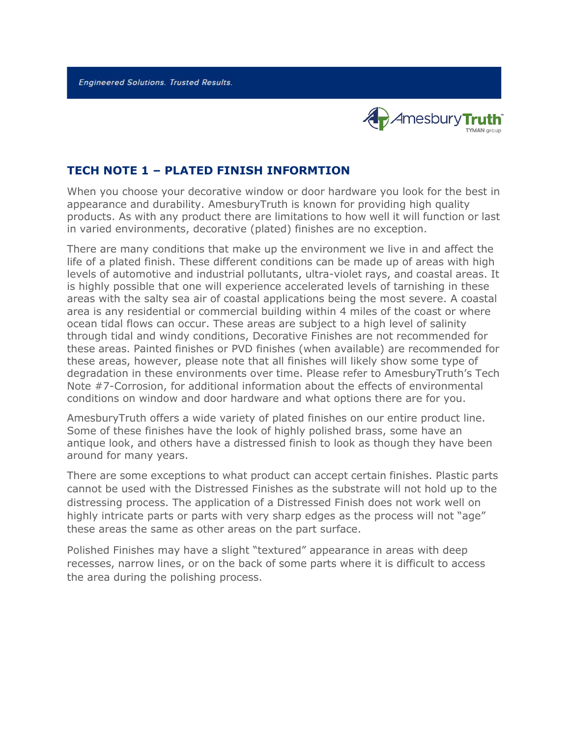*Engineered Solutions. Trusted Results.*

AmesburyTruth
TYMAN group

## TECH NOTE 1 – PLATED FINISH INFORMTION

When you choose your decorative window or door hardware you look for the best in appearance and durability. AmesburyTruth is known for providing high quality products. As with any product there are limitations to how well it will function or last in varied environments, decorative (plated) finishes are no exception.

There are many conditions that make up the environment we live in and affect the life of a plated finish. These different conditions can be made up of areas with high levels of automotive and industrial pollutants, ultra-violet rays, and coastal areas. It is highly possible that one will experience accelerated levels of tarnishing in these areas with the salty sea air of coastal applications being the most severe. A coastal area is any residential or commercial building within 4 miles of the coast or where ocean tidal flows can occur. These areas are subject to a high level of salinity through tidal and windy conditions, Decorative Finishes are not recommended for these areas. Painted finishes or PVD finishes (when available) are recommended for these areas, however, please note that all finishes will likely show some type of degradation in these environments over time. Please refer to AmesburyTruth's Tech Note #7-Corrosion, for additional information about the effects of environmental conditions on window and door hardware and what options there are for you.

AmesburyTruth offers a wide variety of plated finishes on our entire product line. Some of these finishes have the look of highly polished brass, some have an antique look, and others have a distressed finish to look as though they have been around for many years.

There are some exceptions to what product can accept certain finishes. Plastic parts cannot be used with the Distressed Finishes as the substrate will not hold up to the distressing process. The application of a Distressed Finish does not work well on highly intricate parts or parts with very sharp edges as the process will not "age" these areas the same as other areas on the part surface.

Polished Finishes may have a slight "textured" appearance in areas with deep recesses, narrow lines, or on the back of some parts where it is difficult to access the area during the polishing process.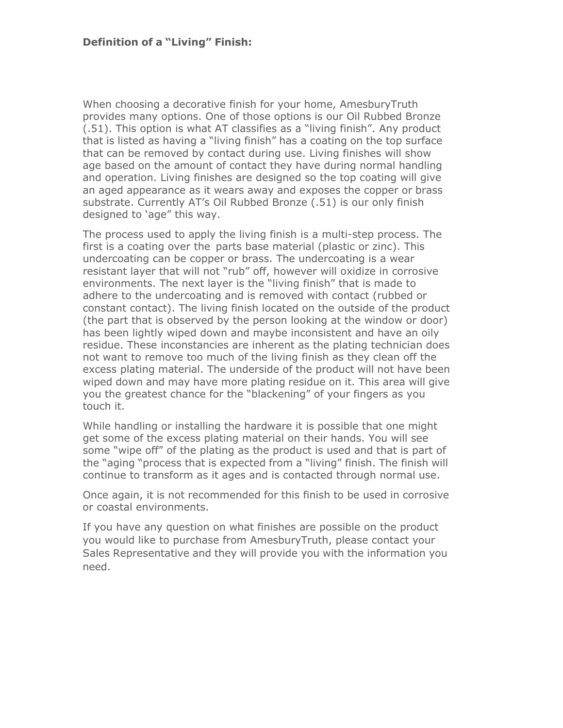**Definition of a “Living” Finish:**

When choosing a decorative finish for your home, AmesburyTruth provides many options. One of those options is our Oil Rubbed Bronze (.51). This option is what AT classifies as a “living finish”. Any product that is listed as having a “living finish” has a coating on the top surface that can be removed by contact during use. Living finishes will show age based on the amount of contact they have during normal handling and operation. Living finishes are designed so the top coating will give an aged appearance as it wears away and exposes the copper or brass substrate. Currently AT’s Oil Rubbed Bronze (.51) is our only finish designed to ‘age” this way.

The process used to apply the living finish is a multi-step process. The first is a coating over the parts base material (plastic or zinc). This undercoating can be copper or brass. The undercoating is a wear resistant layer that will not “rub” off, however will oxidize in corrosive environments. The next layer is the “living finish” that is made to adhere to the undercoating and is removed with contact (rubbed or constant contact). The living finish located on the outside of the product (the part that is observed by the person looking at the window or door) has been lightly wiped down and maybe inconsistent and have an oily residue. These inconstancies are inherent as the plating technician does not want to remove too much of the living finish as they clean off the excess plating material. The underside of the product will not have been wiped down and may have more plating residue on it. This area will give you the greatest chance for the “blackening” of your fingers as you touch it.

While handling or installing the hardware it is possible that one might get some of the excess plating material on their hands. You will see some “wipe off” of the plating as the product is used and that is part of the “aging “process that is expected from a “living” finish. The finish will continue to transform as it ages and is contacted through normal use.

Once again, it is not recommended for this finish to be used in corrosive or coastal environments.

If you have any question on what finishes are possible on the product you would like to purchase from AmesburyTruth, please contact your Sales Representative and they will provide you with the information you need.